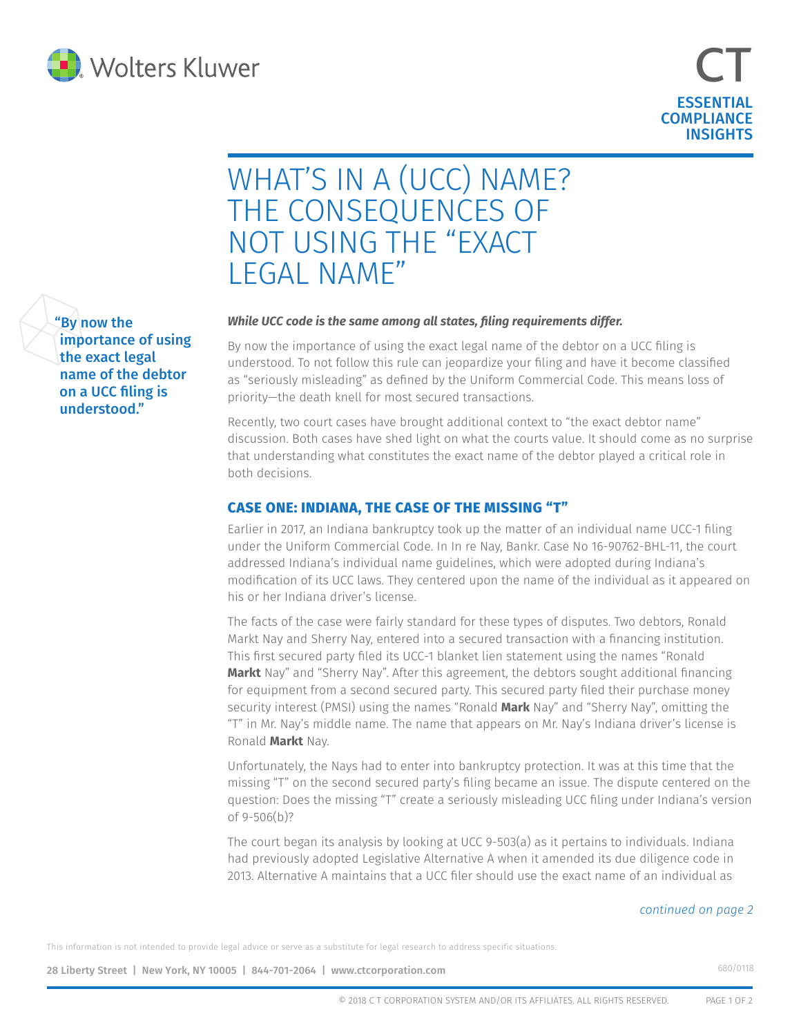# WHAT'S IN A (UCC) NAME? THE CONSEQUENCES OF NOT USING THE "EXACT LEGAL NAME"

"By now the importance of using the exact legal name of the debtor on a UCC filing is understood."

***While UCC code is the same among all states, filing requirements differ.***

By now the importance of using the exact legal name of the debtor on a UCC filing is understood. To not follow this rule can jeopardize your filing and have it become classified as "seriously misleading" as defined by the Uniform Commercial Code. This means loss of priority—the death knell for most secured transactions.

Recently, two court cases have brought additional context to "the exact debtor name" discussion. Both cases have shed light on what the courts value. It should come as no surprise that understanding what constitutes the exact name of the debtor played a critical role in both decisions.

## CASE ONE: INDIANA, THE CASE OF THE MISSING "T"

Earlier in 2017, an Indiana bankruptcy took up the matter of an individual name UCC-1 filing under the Uniform Commercial Code. In In re Nay, Bankr. Case No 16-90762-BHL-11, the court addressed Indiana's individual name guidelines, which were adopted during Indiana's modification of its UCC laws. They centered upon the name of the individual as it appeared on his or her Indiana driver's license.

The facts of the case were fairly standard for these types of disputes. Two debtors, Ronald Markt Nay and Sherry Nay, entered into a secured transaction with a financing institution. This first secured party filed its UCC-1 blanket lien statement using the names "Ronald **Markt** Nay" and "Sherry Nay". After this agreement, the debtors sought additional financing for equipment from a second secured party. This secured party filed their purchase money security interest (PMSI) using the names "Ronald **Mark** Nay" and "Sherry Nay", omitting the "T" in Mr. Nay's middle name. The name that appears on Mr. Nay's Indiana driver's license is Ronald **Markt** Nay.

Unfortunately, the Nays had to enter into bankruptcy protection. It was at this time that the missing "T" on the second secured party's filing became an issue. The dispute centered on the question: Does the missing "T" create a seriously misleading UCC filing under Indiana's version of 9-506(b)?

The court began its analysis by looking at UCC 9-503(a) as it pertains to individuals. Indiana had previously adopted Legislative Alternative A when it amended its due diligence code in 2013. Alternative A maintains that a UCC filer should use the exact name of an individual as

*continued on page 2*

This information is not intended to provide legal advice or serve as a substitute for legal research to address specific situations.

**28 Liberty Street | New York, NY 10005 | 844-701-2064 | www.ctcorporation.com**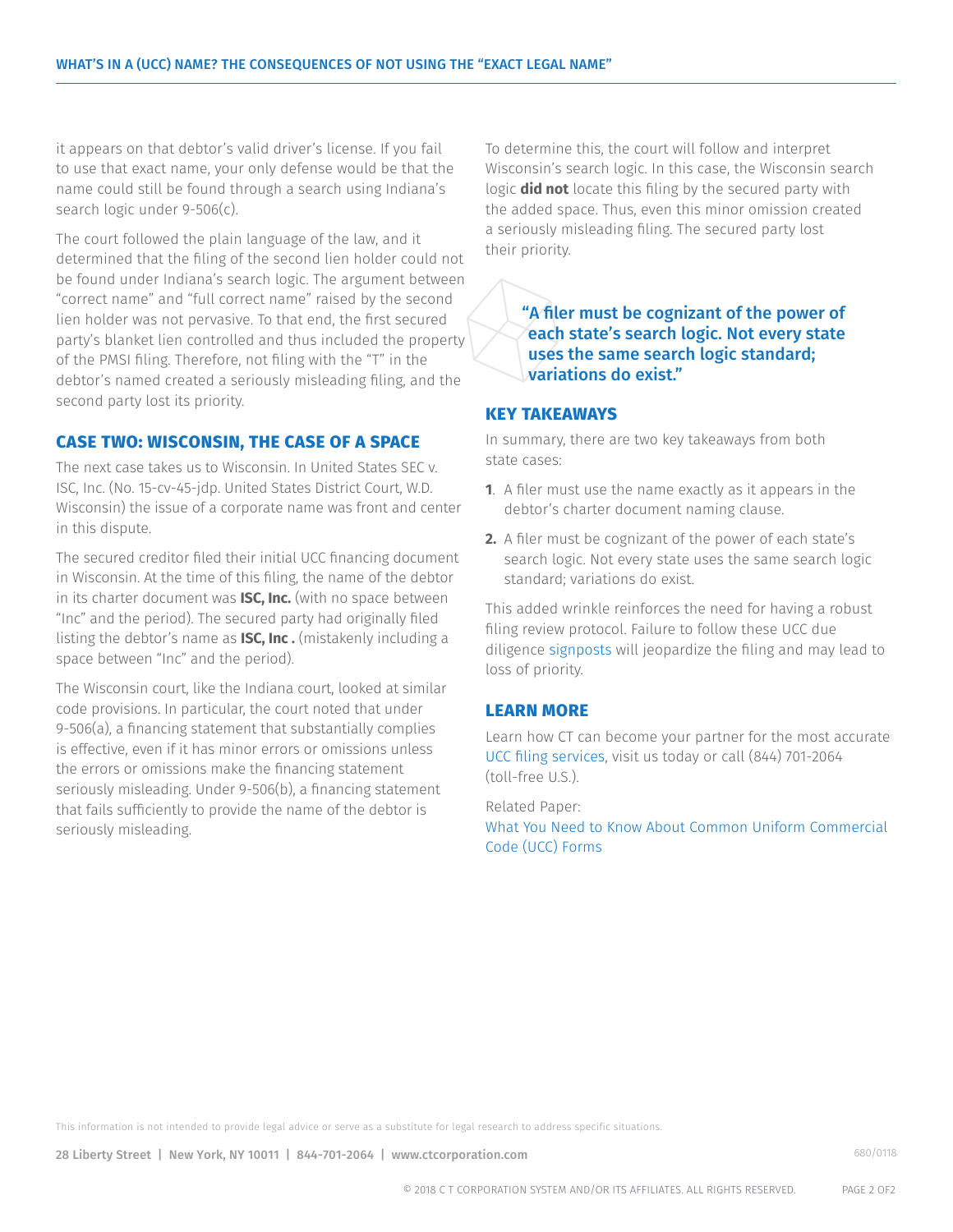it appears on that debtor's valid driver's license. If you fail to use that exact name, your only defense would be that the name could still be found through a search using Indiana's search logic under 9-506(c).

The court followed the plain language of the law, and it determined that the filing of the second lien holder could not be found under Indiana's search logic. The argument between "correct name" and "full correct name" raised by the second lien holder was not pervasive. To that end, the first secured party's blanket lien controlled and thus included the property of the PMSI filing. Therefore, not filing with the "T" in the debtor's named created a seriously misleading filing, and the second party lost its priority.

## CASE TWO: WISCONSIN, THE CASE OF A SPACE

The next case takes us to Wisconsin. In United States SEC v. ISC, Inc. (No. 15-cv-45-jdp. United States District Court, W.D. Wisconsin) the issue of a corporate name was front and center in this dispute.

The secured creditor filed their initial UCC financing document in Wisconsin. At the time of this filing, the name of the debtor in its charter document was **ISC, Inc.** (with no space between "Inc" and the period). The secured party had originally filed listing the debtor's name as **ISC, Inc .** (mistakenly including a space between "Inc" and the period).

The Wisconsin court, like the Indiana court, looked at similar code provisions. In particular, the court noted that under 9-506(a), a financing statement that substantially complies is effective, even if it has minor errors or omissions unless the errors or omissions make the financing statement seriously misleading. Under 9-506(b), a financing statement that fails sufficiently to provide the name of the debtor is seriously misleading.

To determine this, the court will follow and interpret Wisconsin's search logic. In this case, the Wisconsin search logic **did not** locate this filing by the secured party with the added space. Thus, even this minor omission created a seriously misleading filing. The secured party lost their priority.

> "A filer must be cognizant of the power of each state's search logic. Not every state uses the same search logic standard; variations do exist."

## KEY TAKEAWAYS

In summary, there are two key takeaways from both state cases:

1. A filer must use the name exactly as it appears in the debtor's charter document naming clause.
2. A filer must be cognizant of the power of each state's search logic. Not every state uses the same search logic standard; variations do exist.

This added wrinkle reinforces the need for having a robust filing review protocol. Failure to follow these UCC due diligence signposts will jeopardize the filing and may lead to loss of priority.

## LEARN MORE

Learn how CT can become your partner for the most accurate UCC filing services, visit us today or call (844) 701-2064 (toll-free U.S.).

Related Paper:
What You Need to Know About Common Uniform Commercial Code (UCC) Forms

This information is not intended to provide legal advice or serve as a substitute for legal research to address specific situations.

28 Liberty Street | New York, NY 10011 | 844-701-2064 | www.ctcorporation.com

680/0118

© 2018 C T CORPORATION SYSTEM AND/OR ITS AFFILIATES. ALL RIGHTS RESERVED.